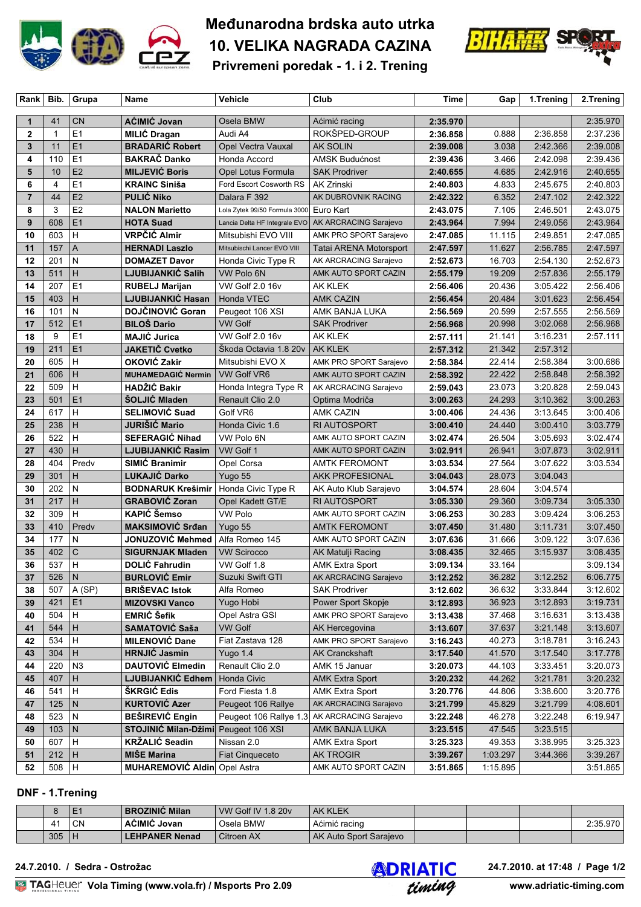# Međunarodna brdska auto utrka
# 10. VELIKA NAGRADA CAZINA
## Privremeni poredak - 1. i 2. Trening

| Rank | Bib. | Grupa | Name | Vehicle | Club | Time | Gap | 1.Trening | 2.Trening |
|---|---|---|---|---|---|---|---|---|---|
| 1 | 41 | CN | **AĆIMIĆ Jovan** | Osela BMW | Aćimić racing | **2:35.970** | | | 2:35.970 |
| 2 | 1 | E1 | **MILIĆ Dragan** | Audi A4 | ROKŠPED-GROUP | **2:36.858** | 0.888 | 2:36.858 | 2:37.236 |
| 3 | 11 | E1 | **BRADARIĆ Robert** | Opel Vectra Vauxal | AK SOLIN | **2:39.008** | 3.038 | 2:42.366 | 2:39.008 |
| 4 | 110 | E1 | **BAKRAČ Danko** | Honda Accord | AMSK Budućnost | **2:39.436** | 3.466 | 2:42.098 | 2:39.436 |
| 5 | 10 | E2 | **MILJEVIĆ Boris** | Opel Lotus Formula | SAK Prodriver | **2:40.655** | 4.685 | 2:42.916 | 2:40.655 |
| 6 | 4 | E1 | **KRAINC Siniša** | Ford Escort Cosworth RS | AK Zrinski | **2:40.803** | 4.833 | 2:45.675 | 2:40.803 |
| 7 | 44 | E2 | **PULIĆ Niko** | Dalara F 392 | AK DUBROVNIK RACING | **2:42.322** | 6.352 | 2:47.102 | 2:42.322 |
| 8 | 3 | E2 | **NALON Marietto** | Lola Zytek 99/50 Formula 3000 | Euro Kart | **2:43.075** | 7.105 | 2:46.501 | 2:43.075 |
| 9 | 608 | E1 | **HOTA Suad** | Lancia Delta HF Integrale EVO | AK ARCRACING Sarajevo | **2:43.964** | 7.994 | 2:49.056 | 2:43.964 |
| 10 | 603 | H | **VRPČIĆ Almir** | Mitsubishi EVO VIII | AMK PRO SPORT Sarajevo | **2:47.085** | 11.115 | 2:49.851 | 2:47.085 |
| 11 | 157 | A | **HERNADI Laszlo** | Mitsubischi Lancer EVO VIII | Tatai ARENA Motorsport | **2:47.597** | 11.627 | 2:56.785 | 2:47.597 |
| 12 | 201 | N | **DOMAZET Davor** | Honda Civic Type R | AK ARCRACING Sarajevo | **2:52.673** | 16.703 | 2:54.130 | 2:52.673 |
| 13 | 511 | H | **LJUBIJANKIĆ Salih** | VW Polo 6N | AMK AUTO SPORT CAZIN | **2:55.179** | 19.209 | 2:57.836 | 2:55.179 |
| 14 | 207 | E1 | **RUBELJ Marijan** | VW Golf 2.0 16v | AK KLEK | **2:56.406** | 20.436 | 3:05.422 | 2:56.406 |
| 15 | 403 | H | **LJUBIJANKIĆ Hasan** | Honda VTEC | AMK CAZIN | **2:56.454** | 20.484 | 3:01.623 | 2:56.454 |
| 16 | 101 | N | **DOJČINOVIĆ Goran** | Peugeot 106 XSI | AMK BANJA LUKA | **2:56.569** | 20.599 | 2:57.555 | 2:56.569 |
| 17 | 512 | E1 | **BILOŠ Dario** | VW Golf | SAK Prodriver | **2:56.968** | 20.998 | 3:02.068 | 2:56.968 |
| 18 | 9 | E1 | **MAJIĆ Jurica** | VW Golf 2.0 16v | AK KLEK | **2:57.111** | 21.141 | 3:16.231 | 2:57.111 |
| 19 | 211 | E1 | **JAKETIČ Cvetko** | Škoda Octavia 1.8 20v | AK KLEK | **2:57.312** | 21.342 | 2:57.312 | |
| 20 | 605 | H | **OKOVIĆ Zakir** | Mitsubishi EVO X | AMK PRO SPORT Sarajevo | **2:58.384** | 22.414 | 2:58.384 | 3:00.686 |
| 21 | 606 | H | **MUHAMEDAGIĆ Nermin** | VW Golf VR6 | AMK AUTO SPORT CAZIN | **2:58.392** | 22.422 | 2:58.848 | 2:58.392 |
| 22 | 509 | H | **HADŽIĆ Bakir** | Honda Integra Type R | AK ARCRACING Sarajevo | **2:59.043** | 23.073 | 3:20.828 | 2:59.043 |
| 23 | 501 | E1 | **ŠOLJIĆ Mladen** | Renault Clio 2.0 | Optima Modriča | **3:00.263** | 24.293 | 3:10.362 | 3:00.263 |
| 24 | 617 | H | **SELIMOVIĆ Suad** | Golf VR6 | AMK CAZIN | **3:00.406** | 24.436 | 3:13.645 | 3:00.406 |
| 25 | 238 | H | **JURIŠIĆ Mario** | Honda Civic 1.6 | RI AUTOSPORT | **3:00.410** | 24.440 | 3:00.410 | 3:03.779 |
| 26 | 522 | H | **SEFERAGIĆ Nihad** | VW Polo 6N | AMK AUTO SPORT CAZIN | **3:02.474** | 26.504 | 3:05.693 | 3:02.474 |
| 27 | 430 | H | **LJUBIJANKIĆ Rasim** | VW Golf 1 | AMK AUTO SPORT CAZIN | **3:02.911** | 26.941 | 3:07.873 | 3:02.911 |
| 28 | 404 | Predv | **SIMIĆ Branimir** | Opel Corsa | AMTK FEROMONT | **3:03.534** | 27.564 | 3:07.622 | 3:03.534 |
| 29 | 301 | H | **LUKAJIĆ Darko** | Yugo 55 | AKK PROFESIONAL | **3:04.043** | 28.073 | 3:04.043 | |
| 30 | 202 | N | **BODNARUK Krešimir** | Honda Civic Type R | AK Auto Klub Sarajevo | **3:04.574** | 28.604 | 3:04.574 | |
| 31 | 217 | H | **GRABOVIĆ Zoran** | Opel Kadett GT/E | RI AUTOSPORT | **3:05.330** | 29.360 | 3:09.734 | 3:05.330 |
| 32 | 309 | H | **KAPIĆ Šemso** | VW Polo | AMK AUTO SPORT CAZIN | **3:06.253** | 30.283 | 3:09.424 | 3:06.253 |
| 33 | 410 | Predv | **MAKSIMOVIĆ Srđan** | Yugo 55 | AMTK FEROMONT | **3:07.450** | 31.480 | 3:11.731 | 3:07.450 |
| 34 | 177 | N | **JONUZOVIĆ Mehmed** | Alfa Romeo 145 | AMK AUTO SPORT CAZIN | **3:07.636** | 31.666 | 3:09.122 | 3:07.636 |
| 35 | 402 | C | **SIGURNJAK Mladen** | VW Scirocco | AK Matulji Racing | **3:08.435** | 32.465 | 3:15.937 | 3:08.435 |
| 36 | 537 | H | **DOLIĆ Fahrudin** | VW Golf 1.8 | AMK Extra Sport | **3:09.134** | 33.164 | | 3:09.134 |
| 37 | 526 | N | **BURLOVIĆ Emir** | Suzuki Swift GTI | AK ARCRACING Sarajevo | **3:12.252** | 36.282 | 3:12.252 | 6:06.775 |
| 38 | 507 | A (SP) | **BRIŠEVAC Istok** | Alfa Romeo | SAK Prodriver | **3:12.602** | 36.632 | 3:33.844 | 3:12.602 |
| 39 | 421 | E1 | **MIZOVSKI Vanco** | Yugo Hobi | Power Sport Skopje | **3:12.893** | 36.923 | 3:12.893 | 3:19.731 |
| 40 | 504 | H | **EMRIĆ Šefik** | Opel Astra GSI | AMK PRO SPORT Sarajevo | **3:13.438** | 37.468 | 3:16.631 | 3:13.438 |
| 41 | 544 | H | **SAMATOVIĆ Saša** | VW Golf | AK Hercegovina | **3:13.607** | 37.637 | 3:21.148 | 3:13.607 |
| 42 | 534 | H | **MILENOVIĆ Dane** | Fiat Zastava 128 | AMK PRO SPORT Sarajevo | **3:16.243** | 40.273 | 3:18.781 | 3:16.243 |
| 43 | 304 | H | **HRNJIĆ Jasmin** | Yugo 1.4 | AK Cranckshaft | **3:17.540** | 41.570 | 3:17.540 | 3:17.778 |
| 44 | 220 | N3 | **DAUTOVIĆ Elmedin** | Renault Clio 2.0 | AMK 15 Januar | **3:20.073** | 44.103 | 3:33.451 | 3:20.073 |
| 45 | 407 | H | **LJUBIJANKIĆ Edhem** | Honda Civic | AMK Extra Sport | **3:20.232** | 44.262 | 3:21.781 | 3:20.232 |
| 46 | 541 | H | **ŠKRGIĆ Edis** | Ford Fiesta 1.8 | AMK Extra Sport | **3:20.776** | 44.806 | 3:38.600 | 3:20.776 |
| 47 | 125 | N | **KURTOVIĆ Azer** | Peugeot 106 Rallye | AK ARCRACING Sarajevo | **3:21.799** | 45.829 | 3:21.799 | 4:08.601 |
| 48 | 523 | N | **BEŠIREVIĆ Engin** | Peugeot 106 Rallye 1.3 | AK ARCRACING Sarajevo | **3:22.248** | 46.278 | 3:22.248 | 6:19.947 |
| 49 | 103 | N | **STOJINIĆ Milan-Džimi** | Peugeot 106 XSI | AMK BANJA LUKA | **3:23.515** | 47.545 | 3:23.515 | |
| 50 | 607 | H | **KRŽALIĆ Seadin** | Nissan 2.0 | AMK Extra Sport | **3:25.323** | 49.353 | 3:38.995 | 3:25.323 |
| 51 | 212 | H | **MIŠE Marina** | Fiat Cinqueceto | AK TROGIR | **3:39.267** | 1:03.297 | 3:44.366 | 3:39.267 |
| 52 | 508 | H | **MUHAREMOVIĆ Aldin** | Opel Astra | AMK AUTO SPORT CAZIN | **3:51.865** | 1:15.895 | | 3:51.865 |

## DNF - 1.Trening

| | Bib. | Grupa | Name | Vehicle | Club | | | | |
|---|---|---|---|---|---|---|---|---|---|
| | 8 | E1 | **BROZINIĆ Milan** | VW Golf IV 1.8 20v | AK KLEK | | | | |
| | 41 | CN | **AĆIMIĆ Jovan** | Osela BMW | Aćimić racing | | | | 2:35.970 |
| | 305 | H | **LEHPANER Nenad** | Citroen AX | AK Auto Sport Sarajevo | | | | |

24.7.2010. / Sedra - Ostrožac

24.7.2010. at 17:48

TAGHeuer Vola Timing (www.vola.fr) / Msports Pro 2.09

www.adriatic-timing.com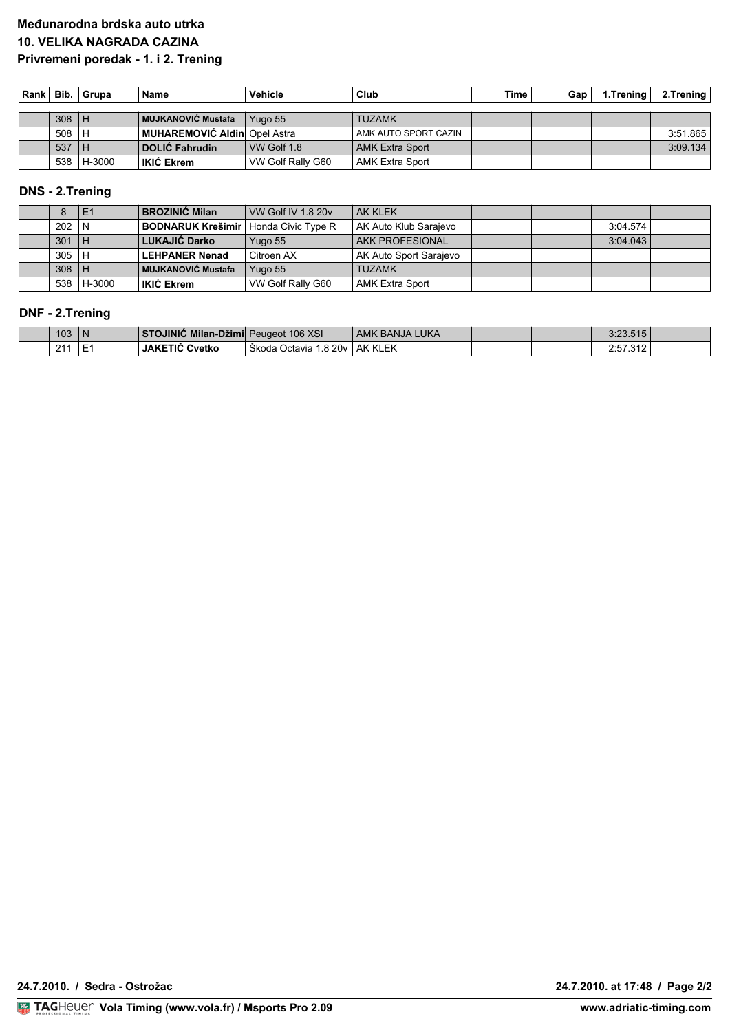**Međunarodna brdska auto utrka**
**10. VELIKA NAGRADA CAZINA**
**Privremeni poredak - 1. i 2. Trening**

| Rank | Bib. | Grupa | Name | Vehicle | Club | Time | Gap | 1.Trening | 2.Trening |
|---|---|---|---|---|---|---|---|---|---|
| | 308 | H | **MUJKANOVIĆ Mustafa** | Yugo 55 | TUZAMK | | | | |
| | 508 | H | **MUHAREMOVIĆ Aldin** | Opel Astra | AMK AUTO SPORT CAZIN | | | | 3:51.865 |
| | 537 | H | **DOLIĆ Fahrudin** | VW Golf 1.8 | AMK Extra Sport | | | | 3:09.134 |
| | 538 | H-3000 | **IKIĆ Ekrem** | VW Golf Rally G60 | AMK Extra Sport | | | | |

## DNS - 2.Trening

| | | | | | | | | | |
|---|---|---|---|---|---|---|---|---|---|
| | 8 | E1 | **BROZINIĆ Milan** | VW Golf IV 1.8 20v | AK KLEK | | | | |
| | 202 | N | **BODNARUK Krešimir** | Honda Civic Type R | AK Auto Klub Sarajevo | | | 3:04.574 | |
| | 301 | H | **LUKAJIĆ Darko** | Yugo 55 | AKK PROFESIONAL | | | 3:04.043 | |
| | 305 | H | **LEHPANER Nenad** | Citroen AX | AK Auto Sport Sarajevo | | | | |
| | 308 | H | **MUJKANOVIĆ Mustafa** | Yugo 55 | TUZAMK | | | | |
| | 538 | H-3000 | **IKIĆ Ekrem** | VW Golf Rally G60 | AMK Extra Sport | | | | |

## DNF - 2.Trening

| | | | | | | | | | |
|---|---|---|---|---|---|---|---|---|---|
| | 103 | N | **STOJINIĆ Milan-Džimi** | Peugeot 106 XSI | AMK BANJA LUKA | | | 3:23.515 | |
| | 211 | E1 | **JAKETIČ Cvetko** | Škoda Octavia 1.8 20v | AK KLEK | | | 2:57.312 | |

24.7.2010. / Sedra - Ostrožac

24.7.2010. at 17:48

Vola Timing (www.vola.fr) / Msports Pro 2.09

www.adriatic-timing.com